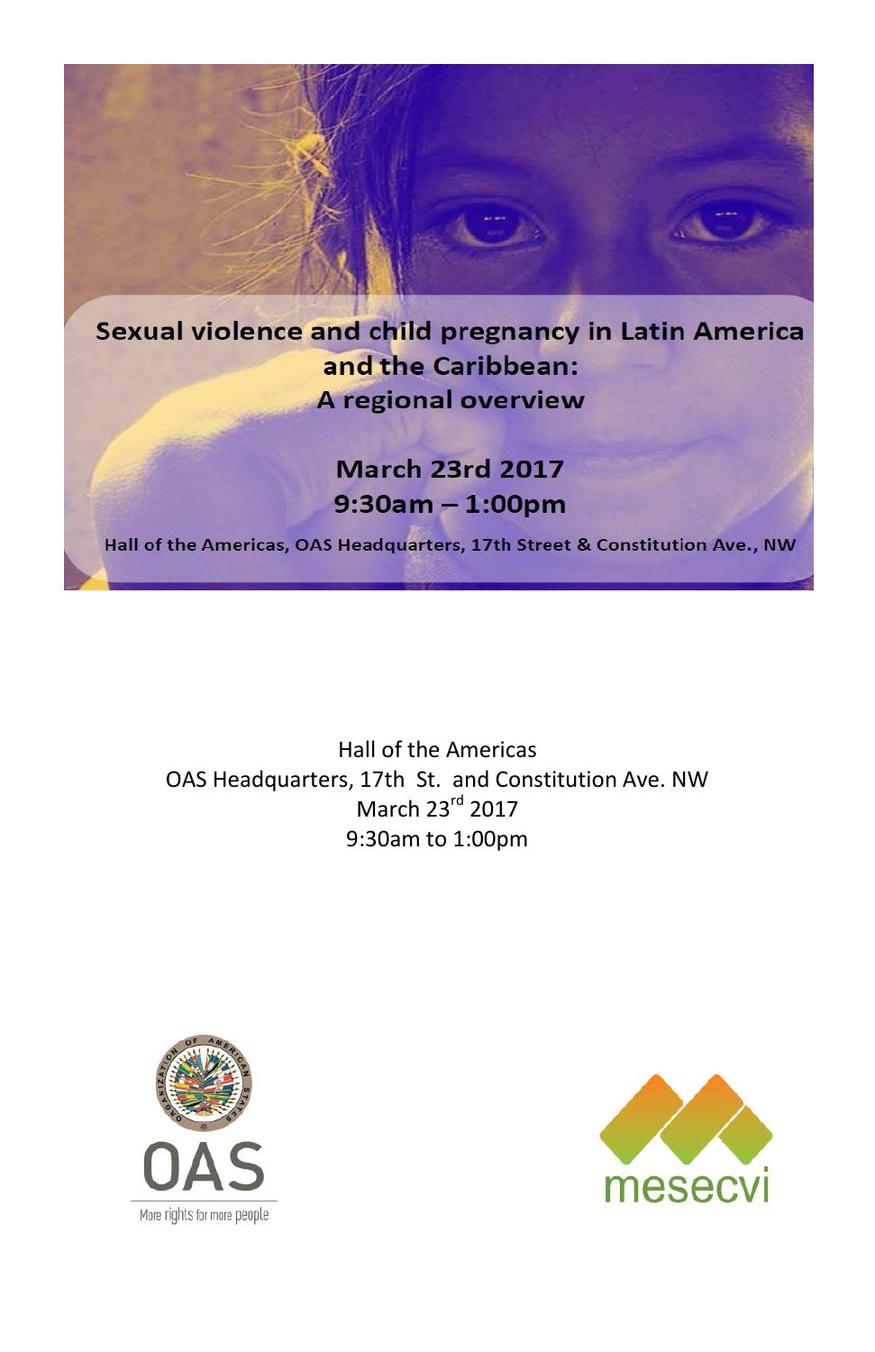# Sexual violence and child pregnancy in Latin America and the Caribbean: A regional overview

**March 23rd 2017**
**9:30am – 1:00pm**

**Hall of the Americas, OAS Headquarters, 17th Street & Constitution Ave., NW**

Hall of the Americas
OAS Headquarters, 17th St. and Constitution Ave. NW
March 23rd 2017
9:30am to 1:00pm

OAS
More rights for more people

mesecvi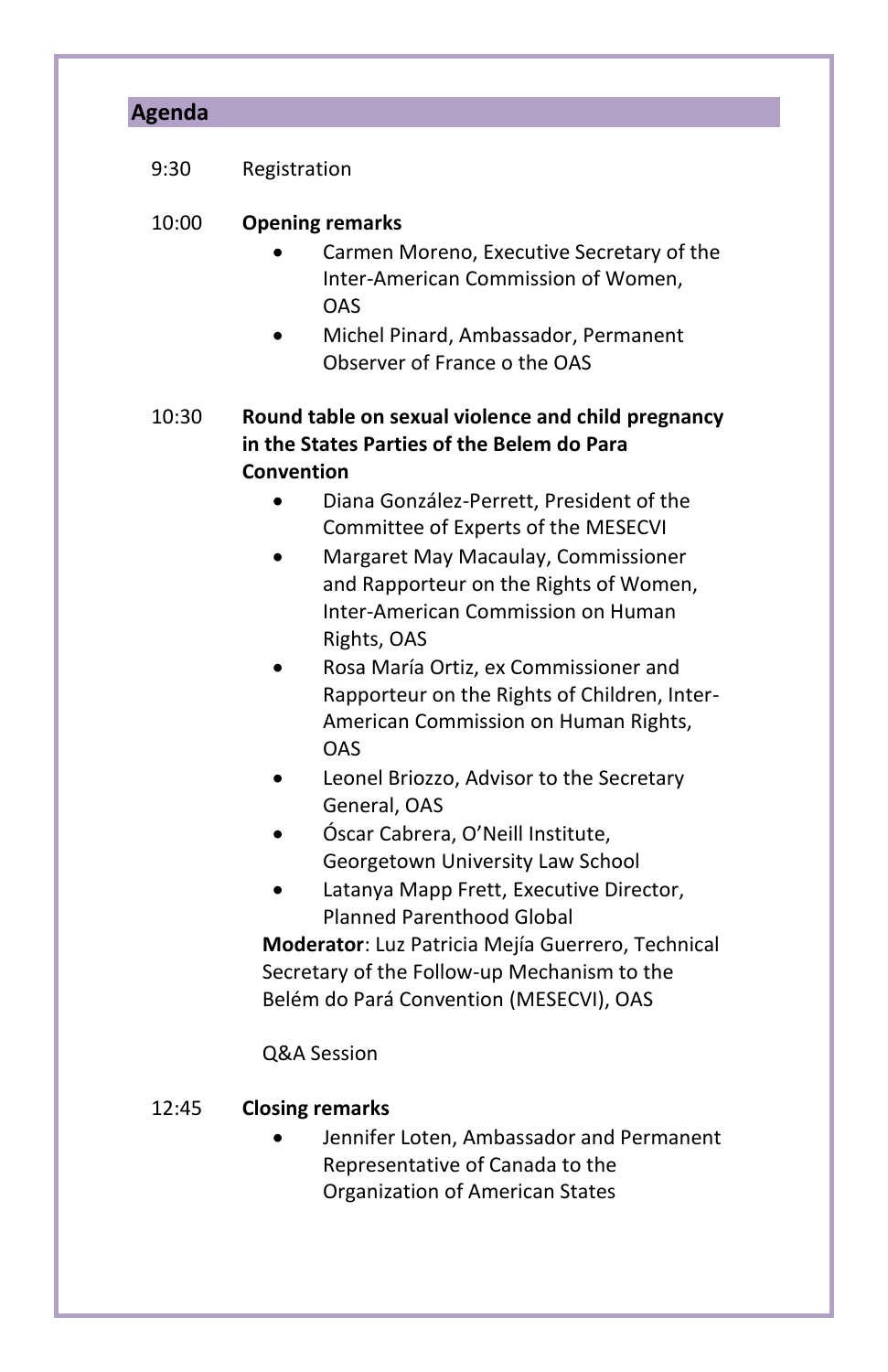## Agenda

9:30 Registration

10:00 **Opening remarks**

- Carmen Moreno, Executive Secretary of the Inter-American Commission of Women, OAS
- Michel Pinard, Ambassador, Permanent Observer of France o the OAS

10:30 **Round table on sexual violence and child pregnancy in the States Parties of the Belem do Para Convention**

- Diana González-Perrett, President of the Committee of Experts of the MESECVI
- Margaret May Macaulay, Commissioner and Rapporteur on the Rights of Women, Inter-American Commission on Human Rights, OAS
- Rosa María Ortiz, ex Commissioner and Rapporteur on the Rights of Children, Inter-American Commission on Human Rights, OAS
- Leonel Briozzo, Advisor to the Secretary General, OAS
- Óscar Cabrera, O'Neill Institute, Georgetown University Law School
- Latanya Mapp Frett, Executive Director, Planned Parenthood Global

**Moderator**: Luz Patricia Mejía Guerrero, Technical Secretary of the Follow-up Mechanism to the Belém do Pará Convention (MESECVI), OAS

Q&A Session

12:45 **Closing remarks**

- Jennifer Loten, Ambassador and Permanent Representative of Canada to the Organization of American States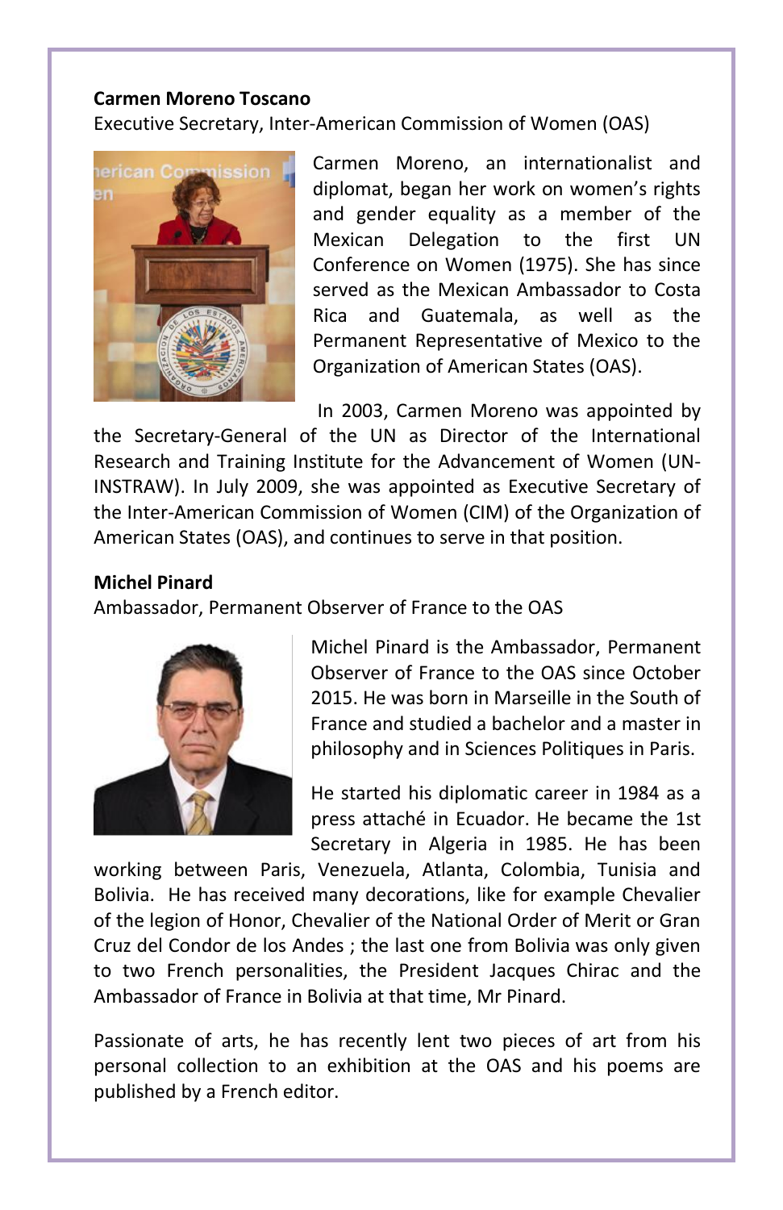**Carmen Moreno Toscano**

Executive Secretary, Inter-American Commission of Women (OAS)

Carmen Moreno, an internationalist and diplomat, began her work on women's rights and gender equality as a member of the Mexican Delegation to the first UN Conference on Women (1975). She has since served as the Mexican Ambassador to Costa Rica and Guatemala, as well as the Permanent Representative of Mexico to the Organization of American States (OAS).

In 2003, Carmen Moreno was appointed by the Secretary-General of the UN as Director of the International Research and Training Institute for the Advancement of Women (UN-INSTRAW). In July 2009, she was appointed as Executive Secretary of the Inter-American Commission of Women (CIM) of the Organization of American States (OAS), and continues to serve in that position.

**Michel Pinard**

Ambassador, Permanent Observer of France to the OAS

Michel Pinard is the Ambassador, Permanent Observer of France to the OAS since October 2015. He was born in Marseille in the South of France and studied a bachelor and a master in philosophy and in Sciences Politiques in Paris.

He started his diplomatic career in 1984 as a press attaché in Ecuador. He became the 1st Secretary in Algeria in 1985. He has been working between Paris, Venezuela, Atlanta, Colombia, Tunisia and Bolivia. He has received many decorations, like for example Chevalier of the legion of Honor, Chevalier of the National Order of Merit or Gran Cruz del Condor de los Andes ; the last one from Bolivia was only given to two French personalities, the President Jacques Chirac and the Ambassador of France in Bolivia at that time, Mr Pinard.

Passionate of arts, he has recently lent two pieces of art from his personal collection to an exhibition at the OAS and his poems are published by a French editor.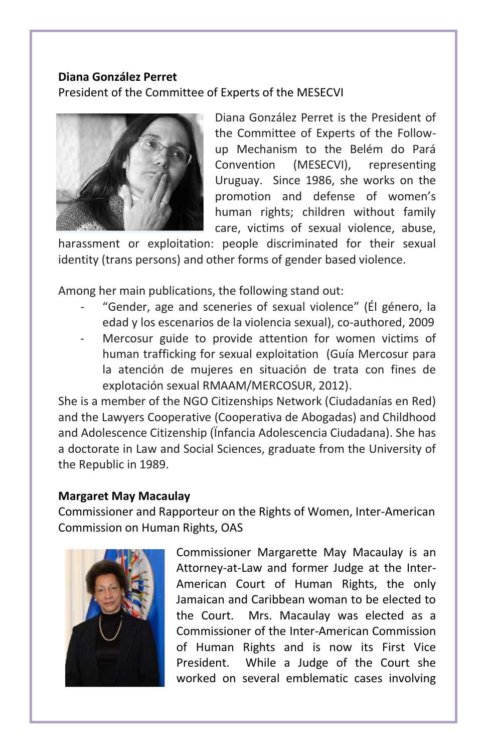**Diana González Perret**

President of the Committee of Experts of the MESECVI

Diana González Perret is the President of the Committee of Experts of the Follow-up Mechanism to the Belém do Pará Convention (MESECVI), representing Uruguay. Since 1986, she works on the promotion and defense of women's human rights; children without family care, victims of sexual violence, abuse, harassment or exploitation: people discriminated for their sexual identity (trans persons) and other forms of gender based violence.

Among her main publications, the following stand out:

- "Gender, age and sceneries of sexual violence" (Él género, la edad y los escenarios de la violencia sexual), co-authored, 2009
- Mercosur guide to provide attention for women victims of human trafficking for sexual exploitation (Guía Mercosur para la atención de mujeres en situación de trata con fines de explotación sexual RMAAM/MERCOSUR, 2012).

She is a member of the NGO Citizenships Network (Ciudadanías en Red) and the Lawyers Cooperative (Cooperativa de Abogadas) and Childhood and Adolescence Citizenship (Ïnfancia Adolescencia Ciudadana). She has a doctorate in Law and Social Sciences, graduate from the University of the Republic in 1989.

**Margaret May Macaulay**

Commissioner and Rapporteur on the Rights of Women, Inter-American Commission on Human Rights, OAS

Commissioner Margarette May Macaulay is an Attorney-at-Law and former Judge at the Inter-American Court of Human Rights, the only Jamaican and Caribbean woman to be elected to the Court. Mrs. Macaulay was elected as a Commissioner of the Inter-American Commission of Human Rights and is now its First Vice President. While a Judge of the Court she worked on several emblematic cases involving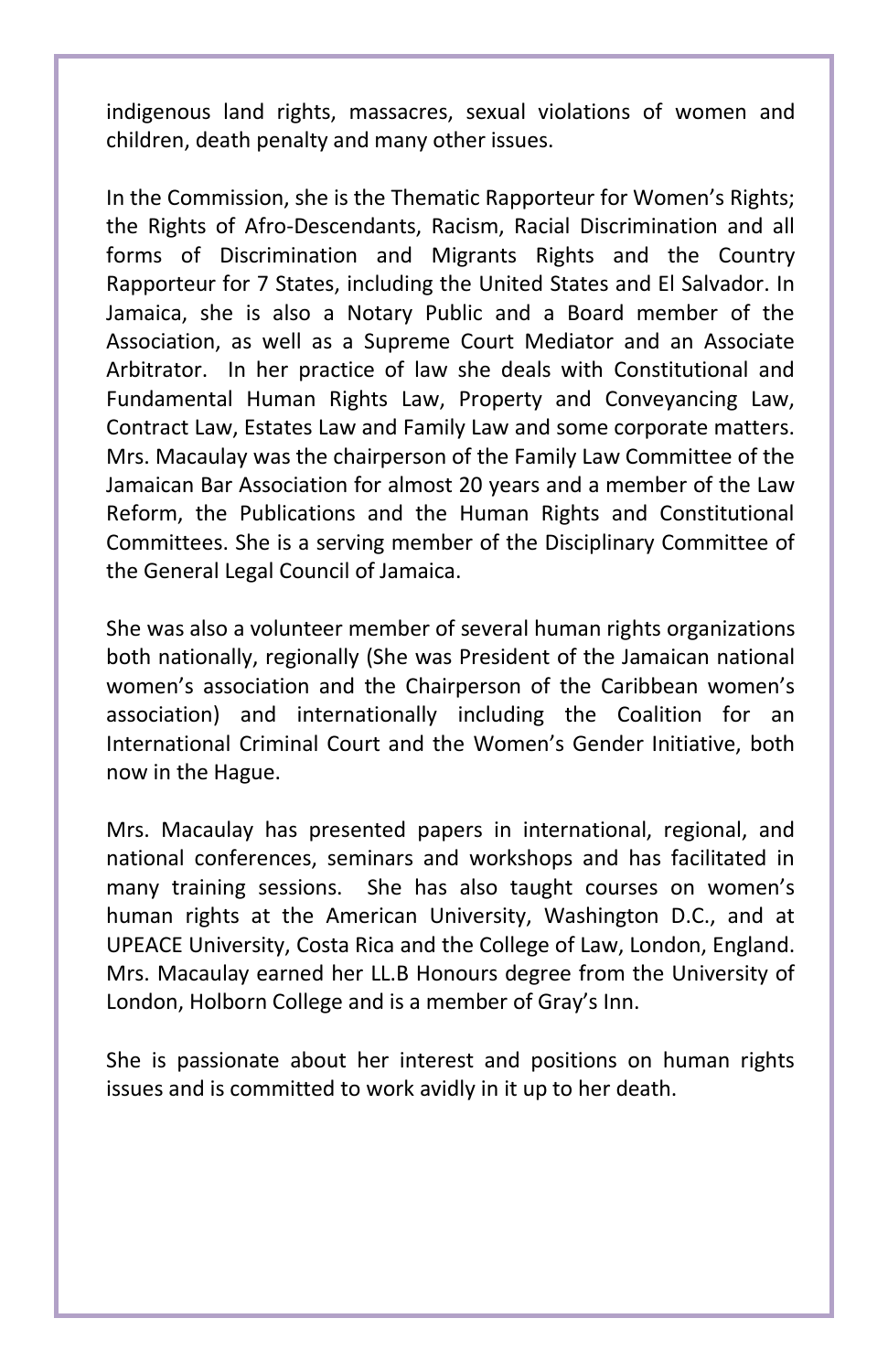indigenous land rights, massacres, sexual violations of women and children, death penalty and many other issues.

In the Commission, she is the Thematic Rapporteur for Women's Rights; the Rights of Afro-Descendants, Racism, Racial Discrimination and all forms of Discrimination and Migrants Rights and the Country Rapporteur for 7 States, including the United States and El Salvador. In Jamaica, she is also a Notary Public and a Board member of the Association, as well as a Supreme Court Mediator and an Associate Arbitrator. In her practice of law she deals with Constitutional and Fundamental Human Rights Law, Property and Conveyancing Law, Contract Law, Estates Law and Family Law and some corporate matters. Mrs. Macaulay was the chairperson of the Family Law Committee of the Jamaican Bar Association for almost 20 years and a member of the Law Reform, the Publications and the Human Rights and Constitutional Committees. She is a serving member of the Disciplinary Committee of the General Legal Council of Jamaica.

She was also a volunteer member of several human rights organizations both nationally, regionally (She was President of the Jamaican national women's association and the Chairperson of the Caribbean women's association) and internationally including the Coalition for an International Criminal Court and the Women's Gender Initiative, both now in the Hague.

Mrs. Macaulay has presented papers in international, regional, and national conferences, seminars and workshops and has facilitated in many training sessions. She has also taught courses on women's human rights at the American University, Washington D.C., and at UPEACE University, Costa Rica and the College of Law, London, England. Mrs. Macaulay earned her LL.B Honours degree from the University of London, Holborn College and is a member of Gray's Inn.

She is passionate about her interest and positions on human rights issues and is committed to work avidly in it up to her death.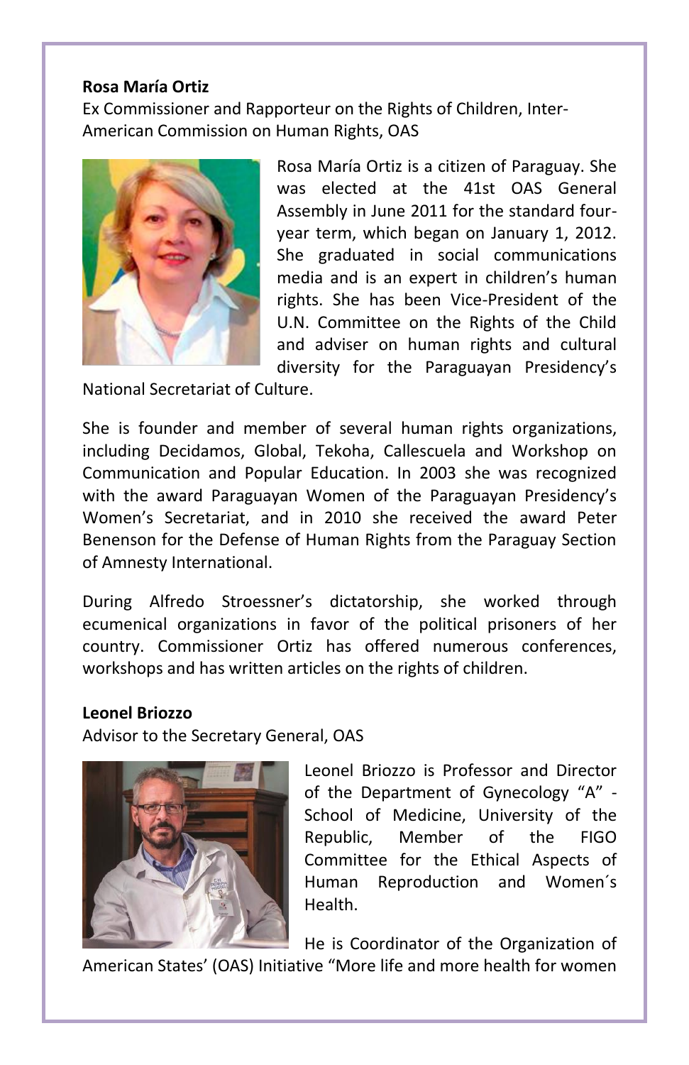**Rosa María Ortiz**

Ex Commissioner and Rapporteur on the Rights of Children, Inter-American Commission on Human Rights, OAS

Rosa María Ortiz is a citizen of Paraguay. She was elected at the 41st OAS General Assembly in June 2011 for the standard four-year term, which began on January 1, 2012. She graduated in social communications media and is an expert in children's human rights. She has been Vice-President of the U.N. Committee on the Rights of the Child and adviser on human rights and cultural diversity for the Paraguayan Presidency's National Secretariat of Culture.

She is founder and member of several human rights organizations, including Decidamos, Global, Tekoha, Callescuela and Workshop on Communication and Popular Education. In 2003 she was recognized with the award Paraguayan Women of the Paraguayan Presidency's Women's Secretariat, and in 2010 she received the award Peter Benenson for the Defense of Human Rights from the Paraguay Section of Amnesty International.

During Alfredo Stroessner's dictatorship, she worked through ecumenical organizations in favor of the political prisoners of her country. Commissioner Ortiz has offered numerous conferences, workshops and has written articles on the rights of children.

**Leonel Briozzo**

Advisor to the Secretary General, OAS

Leonel Briozzo is Professor and Director of the Department of Gynecology "A" - School of Medicine, University of the Republic, Member of the FIGO Committee for the Ethical Aspects of Human Reproduction and Women´s Health.

He is Coordinator of the Organization of American States' (OAS) Initiative "More life and more health for women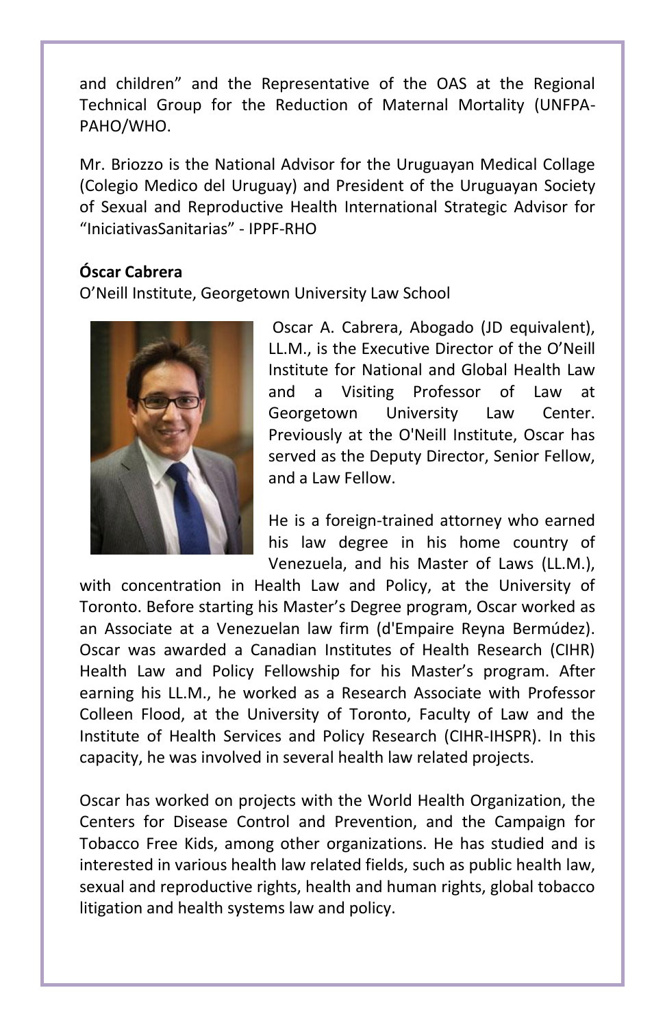and children" and the Representative of the OAS at the Regional Technical Group for the Reduction of Maternal Mortality (UNFPA-PAHO/WHO.

Mr. Briozzo is the National Advisor for the Uruguayan Medical Collage (Colegio Medico del Uruguay) and President of the Uruguayan Society of Sexual and Reproductive Health International Strategic Advisor for "IniciativasSanitarias" - IPPF-RHO

**Óscar Cabrera**

O'Neill Institute, Georgetown University Law School

Oscar A. Cabrera, Abogado (JD equivalent), LL.M., is the Executive Director of the O'Neill Institute for National and Global Health Law and a Visiting Professor of Law at Georgetown University Law Center. Previously at the O'Neill Institute, Oscar has served as the Deputy Director, Senior Fellow, and a Law Fellow.

He is a foreign-trained attorney who earned his law degree in his home country of Venezuela, and his Master of Laws (LL.M.), with concentration in Health Law and Policy, at the University of Toronto. Before starting his Master's Degree program, Oscar worked as an Associate at a Venezuelan law firm (d'Empaire Reyna Bermúdez). Oscar was awarded a Canadian Institutes of Health Research (CIHR) Health Law and Policy Fellowship for his Master's program. After earning his LL.M., he worked as a Research Associate with Professor Colleen Flood, at the University of Toronto, Faculty of Law and the Institute of Health Services and Policy Research (CIHR-IHSPR). In this capacity, he was involved in several health law related projects.

Oscar has worked on projects with the World Health Organization, the Centers for Disease Control and Prevention, and the Campaign for Tobacco Free Kids, among other organizations. He has studied and is interested in various health law related fields, such as public health law, sexual and reproductive rights, health and human rights, global tobacco litigation and health systems law and policy.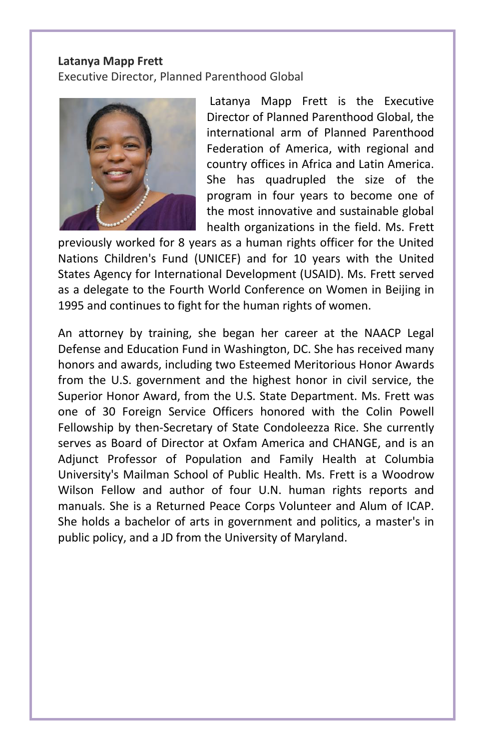**Latanya Mapp Frett**
Executive Director, Planned Parenthood Global

Latanya Mapp Frett is the Executive Director of Planned Parenthood Global, the international arm of Planned Parenthood Federation of America, with regional and country offices in Africa and Latin America. She has quadrupled the size of the program in four years to become one of the most innovative and sustainable global health organizations in the field. Ms. Frett previously worked for 8 years as a human rights officer for the United Nations Children's Fund (UNICEF) and for 10 years with the United States Agency for International Development (USAID). Ms. Frett served as a delegate to the Fourth World Conference on Women in Beijing in 1995 and continues to fight for the human rights of women.

An attorney by training, she began her career at the NAACP Legal Defense and Education Fund in Washington, DC. She has received many honors and awards, including two Esteemed Meritorious Honor Awards from the U.S. government and the highest honor in civil service, the Superior Honor Award, from the U.S. State Department. Ms. Frett was one of 30 Foreign Service Officers honored with the Colin Powell Fellowship by then-Secretary of State Condoleezza Rice. She currently serves as Board of Director at Oxfam America and CHANGE, and is an Adjunct Professor of Population and Family Health at Columbia University's Mailman School of Public Health. Ms. Frett is a Woodrow Wilson Fellow and author of four U.N. human rights reports and manuals. She is a Returned Peace Corps Volunteer and Alum of ICAP. She holds a bachelor of arts in government and politics, a master's in public policy, and a JD from the University of Maryland.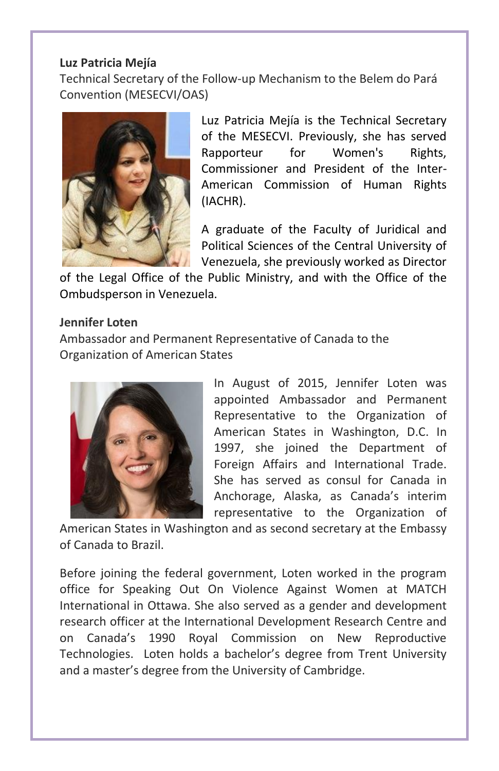**Luz Patricia Mejía**

Technical Secretary of the Follow-up Mechanism to the Belem do Pará Convention (MESECVI/OAS)

Luz Patricia Mejía is the Technical Secretary of the MESECVI. Previously, she has served Rapporteur for Women's Rights, Commissioner and President of the Inter-American Commission of Human Rights (IACHR).

A graduate of the Faculty of Juridical and Political Sciences of the Central University of Venezuela, she previously worked as Director of the Legal Office of the Public Ministry, and with the Office of the Ombudsperson in Venezuela.

**Jennifer Loten**

Ambassador and Permanent Representative of Canada to the Organization of American States

In August of 2015, Jennifer Loten was appointed Ambassador and Permanent Representative to the Organization of American States in Washington, D.C. In 1997, she joined the Department of Foreign Affairs and International Trade. She has served as consul for Canada in Anchorage, Alaska, as Canada's interim representative to the Organization of American States in Washington and as second secretary at the Embassy of Canada to Brazil.

Before joining the federal government, Loten worked in the program office for Speaking Out On Violence Against Women at MATCH International in Ottawa. She also served as a gender and development research officer at the International Development Research Centre and on Canada's 1990 Royal Commission on New Reproductive Technologies. Loten holds a bachelor's degree from Trent University and a master's degree from the University of Cambridge.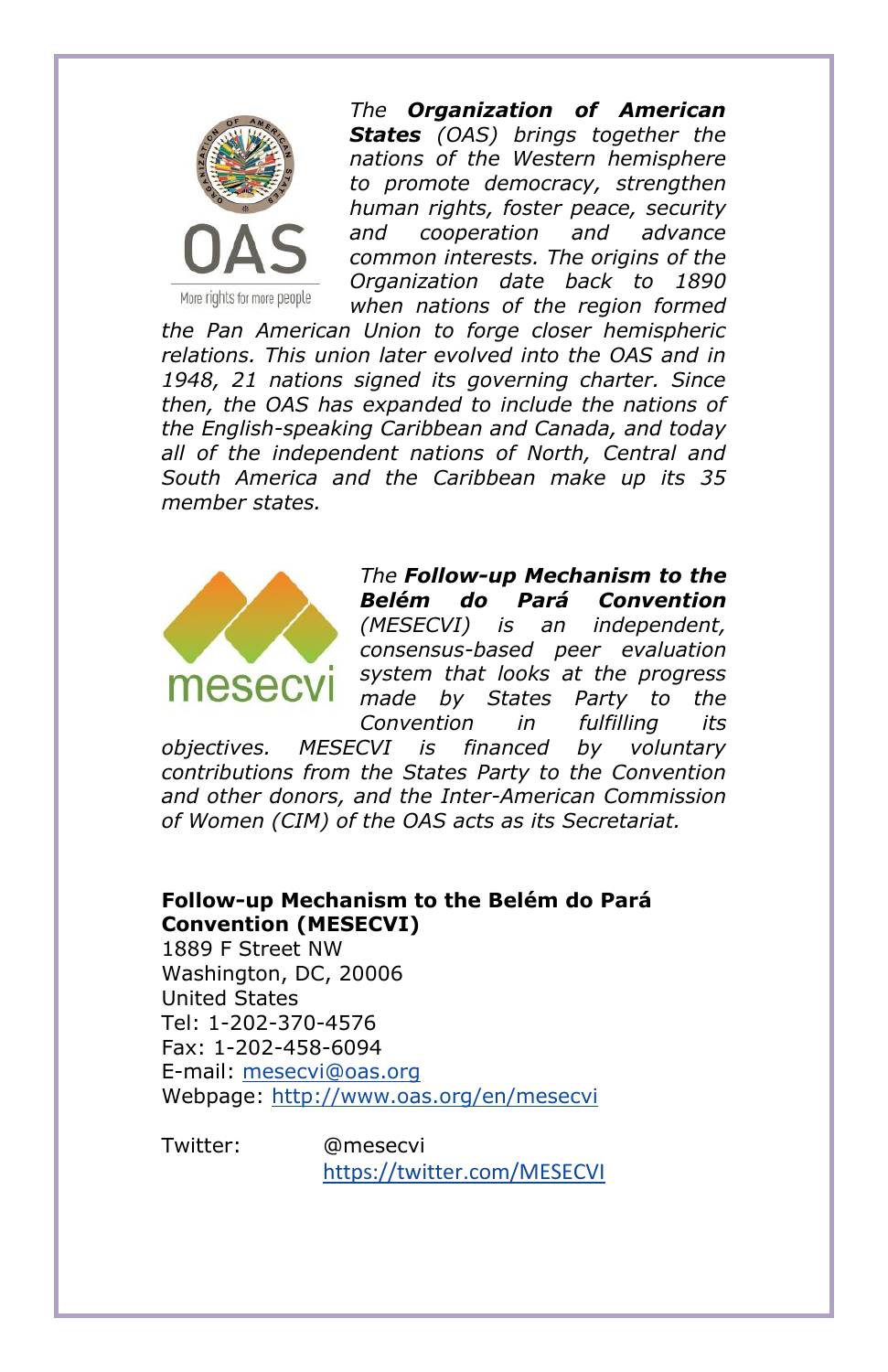*The **Organization of American States** (OAS) brings together the nations of the Western hemisphere to promote democracy, strengthen human rights, foster peace, security and cooperation and advance common interests. The origins of the Organization date back to 1890 when nations of the region formed the Pan American Union to forge closer hemispheric relations. This union later evolved into the OAS and in 1948, 21 nations signed its governing charter. Since then, the OAS has expanded to include the nations of the English-speaking Caribbean and Canada, and today all of the independent nations of North, Central and South America and the Caribbean make up its 35 member states.*

*The **Follow-up Mechanism to the Belém do Pará Convention** (MESECVI) is an independent, consensus-based peer evaluation system that looks at the progress made by States Party to the Convention in fulfilling its objectives. MESECVI is financed by voluntary contributions from the States Party to the Convention and other donors, and the Inter-American Commission of Women (CIM) of the OAS acts as its Secretariat.*

**Follow-up Mechanism to the Belém do Pará Convention (MESECVI)**
1889 F Street NW
Washington, DC, 20006
United States
Tel: 1-202-370-4576
Fax: 1-202-458-6094
E-mail: mesecvi@oas.org
Webpage: http://www.oas.org/en/mesecvi

Twitter: @mesecvi
https://twitter.com/MESECVI